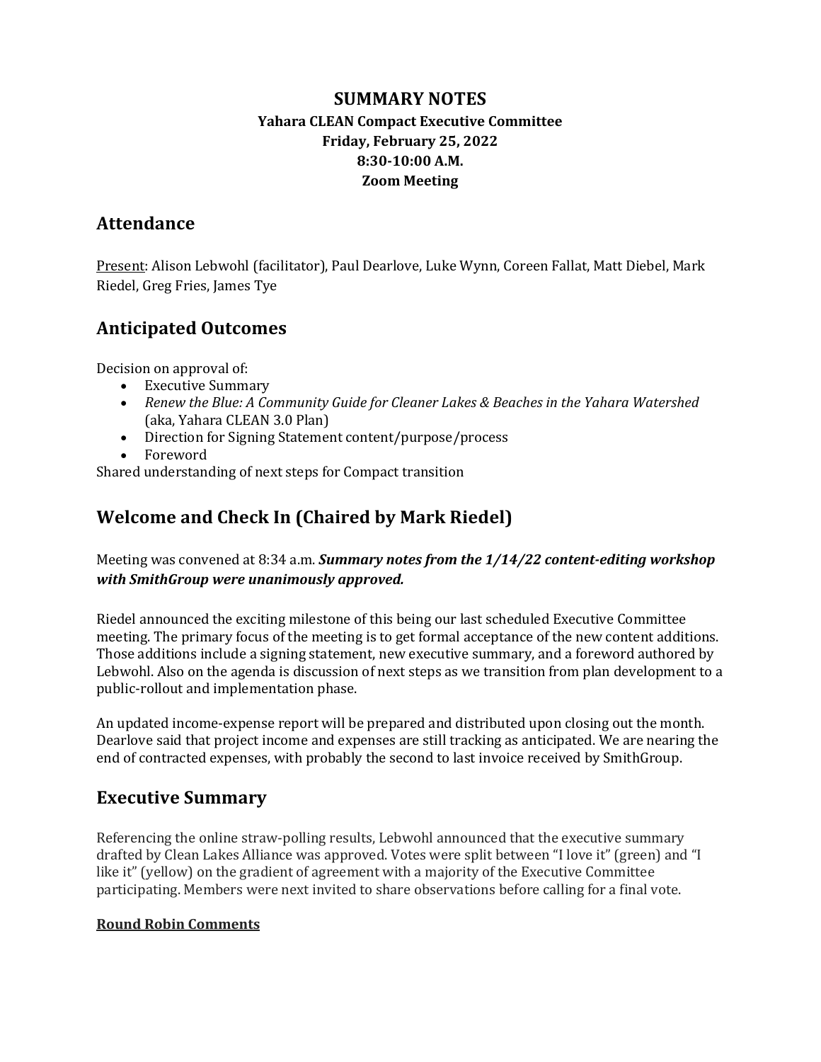# SUMMARY NOTES

**Yahara CLEAN Compact Executive Committee**
**Friday, February 25, 2022**
**8:30-10:00 A.M.**
**Zoom Meeting**

## Attendance

Present: Alison Lebwohl (facilitator), Paul Dearlove, Luke Wynn, Coreen Fallat, Matt Diebel, Mark Riedel, Greg Fries, James Tye

## Anticipated Outcomes

Decision on approval of:

- Executive Summary
- *Renew the Blue: A Community Guide for Cleaner Lakes & Beaches in the Yahara Watershed* (aka, Yahara CLEAN 3.0 Plan)
- Direction for Signing Statement content/purpose/process
- Foreword

Shared understanding of next steps for Compact transition

## Welcome and Check In (Chaired by Mark Riedel)

Meeting was convened at 8:34 a.m. ***Summary notes from the 1/14/22 content-editing workshop with SmithGroup were unanimously approved.***

Riedel announced the exciting milestone of this being our last scheduled Executive Committee meeting. The primary focus of the meeting is to get formal acceptance of the new content additions. Those additions include a signing statement, new executive summary, and a foreword authored by Lebwohl. Also on the agenda is discussion of next steps as we transition from plan development to a public-rollout and implementation phase.

An updated income-expense report will be prepared and distributed upon closing out the month. Dearlove said that project income and expenses are still tracking as anticipated. We are nearing the end of contracted expenses, with probably the second to last invoice received by SmithGroup.

## Executive Summary

Referencing the online straw-polling results, Lebwohl announced that the executive summary drafted by Clean Lakes Alliance was approved. Votes were split between "I love it" (green) and "I like it" (yellow) on the gradient of agreement with a majority of the Executive Committee participating. Members were next invited to share observations before calling for a final vote.

**Round Robin Comments**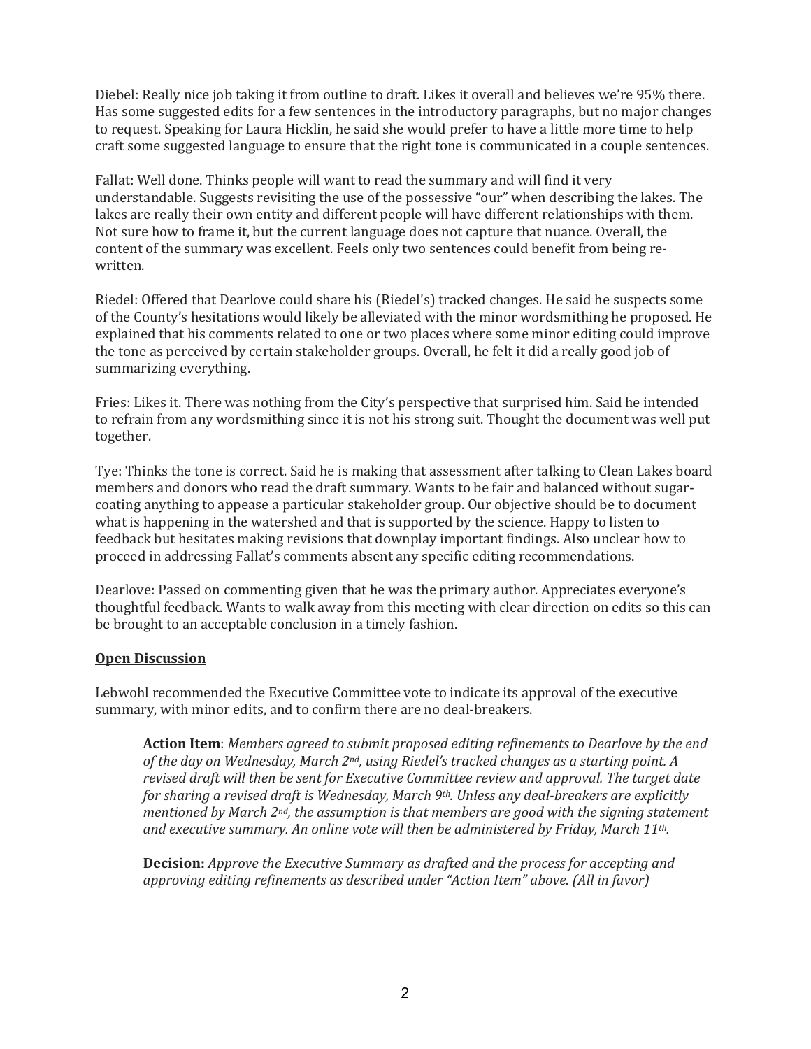Diebel: Really nice job taking it from outline to draft. Likes it overall and believes we're 95% there. Has some suggested edits for a few sentences in the introductory paragraphs, but no major changes to request. Speaking for Laura Hicklin, he said she would prefer to have a little more time to help craft some suggested language to ensure that the right tone is communicated in a couple sentences.

Fallat: Well done. Thinks people will want to read the summary and will find it very understandable. Suggests revisiting the use of the possessive "our" when describing the lakes. The lakes are really their own entity and different people will have different relationships with them. Not sure how to frame it, but the current language does not capture that nuance. Overall, the content of the summary was excellent. Feels only two sentences could benefit from being re-written.

Riedel: Offered that Dearlove could share his (Riedel's) tracked changes. He said he suspects some of the County's hesitations would likely be alleviated with the minor wordsmithing he proposed. He explained that his comments related to one or two places where some minor editing could improve the tone as perceived by certain stakeholder groups. Overall, he felt it did a really good job of summarizing everything.

Fries: Likes it. There was nothing from the City's perspective that surprised him. Said he intended to refrain from any wordsmithing since it is not his strong suit. Thought the document was well put together.

Tye: Thinks the tone is correct. Said he is making that assessment after talking to Clean Lakes board members and donors who read the draft summary. Wants to be fair and balanced without sugar-coating anything to appease a particular stakeholder group. Our objective should be to document what is happening in the watershed and that is supported by the science. Happy to listen to feedback but hesitates making revisions that downplay important findings. Also unclear how to proceed in addressing Fallat's comments absent any specific editing recommendations.

Dearlove: Passed on commenting given that he was the primary author. Appreciates everyone's thoughtful feedback. Wants to walk away from this meeting with clear direction on edits so this can be brought to an acceptable conclusion in a timely fashion.

**Open Discussion**

Lebwohl recommended the Executive Committee vote to indicate its approval of the executive summary, with minor edits, and to confirm there are no deal-breakers.

> **Action Item**: *Members agreed to submit proposed editing refinements to Dearlove by the end of the day on Wednesday, March 2nd, using Riedel's tracked changes as a starting point. A revised draft will then be sent for Executive Committee review and approval. The target date for sharing a revised draft is Wednesday, March 9th. Unless any deal-breakers are explicitly mentioned by March 2nd, the assumption is that members are good with the signing statement and executive summary. An online vote will then be administered by Friday, March 11th.*
>
> **Decision:** *Approve the Executive Summary as drafted and the process for accepting and approving editing refinements as described under "Action Item" above. (All in favor)*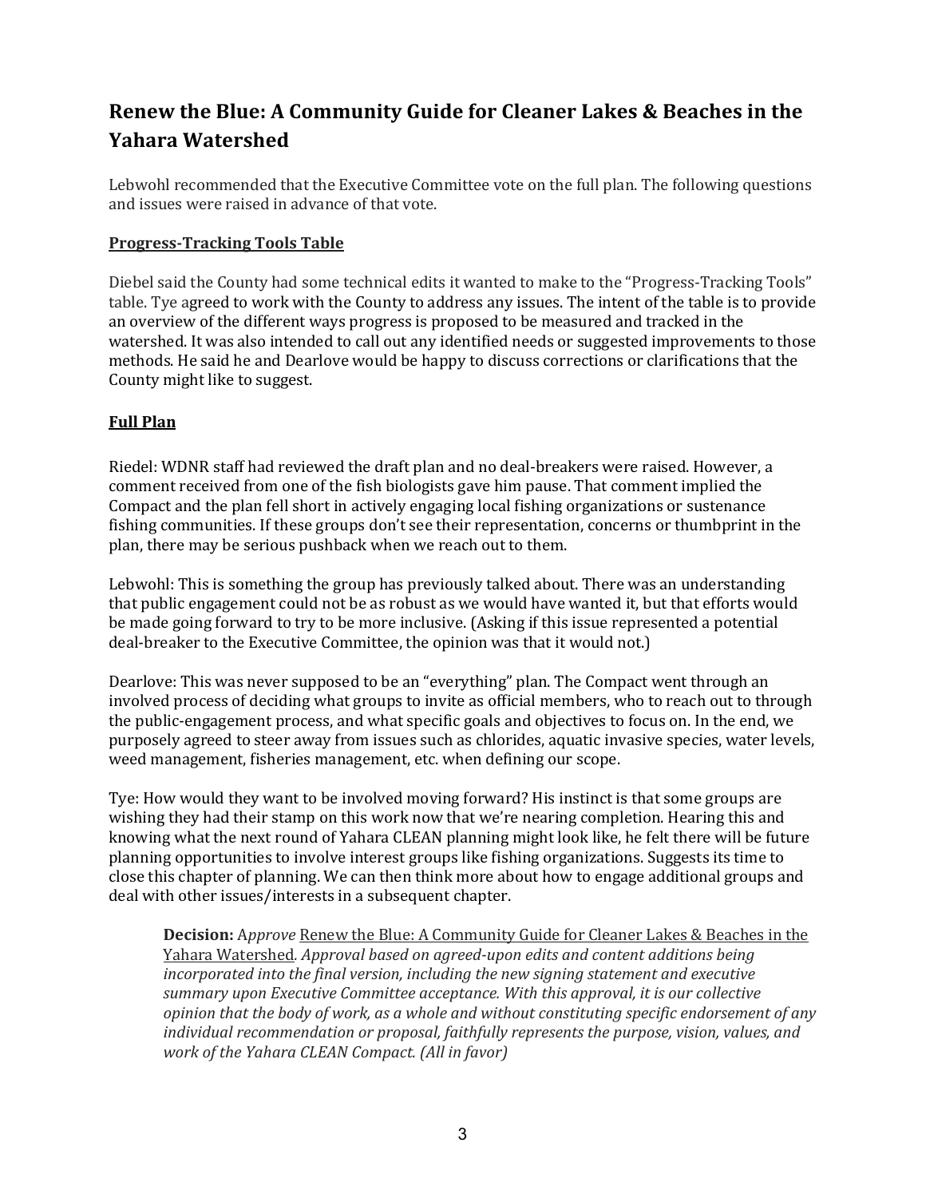## Renew the Blue: A Community Guide for Cleaner Lakes & Beaches in the Yahara Watershed

Lebwohl recommended that the Executive Committee vote on the full plan. The following questions and issues were raised in advance of that vote.

**Progress-Tracking Tools Table**

Diebel said the County had some technical edits it wanted to make to the "Progress-Tracking Tools" table. Tye agreed to work with the County to address any issues. The intent of the table is to provide an overview of the different ways progress is proposed to be measured and tracked in the watershed. It was also intended to call out any identified needs or suggested improvements to those methods. He said he and Dearlove would be happy to discuss corrections or clarifications that the County might like to suggest.

**Full Plan**

Riedel: WDNR staff had reviewed the draft plan and no deal-breakers were raised. However, a comment received from one of the fish biologists gave him pause. That comment implied the Compact and the plan fell short in actively engaging local fishing organizations or sustenance fishing communities. If these groups don't see their representation, concerns or thumbprint in the plan, there may be serious pushback when we reach out to them.

Lebwohl: This is something the group has previously talked about. There was an understanding that public engagement could not be as robust as we would have wanted it, but that efforts would be made going forward to try to be more inclusive. (Asking if this issue represented a potential deal-breaker to the Executive Committee, the opinion was that it would not.)

Dearlove: This was never supposed to be an "everything" plan. The Compact went through an involved process of deciding what groups to invite as official members, who to reach out to through the public-engagement process, and what specific goals and objectives to focus on. In the end, we purposely agreed to steer away from issues such as chlorides, aquatic invasive species, water levels, weed management, fisheries management, etc. when defining our scope.

Tye: How would they want to be involved moving forward? His instinct is that some groups are wishing they had their stamp on this work now that we're nearing completion. Hearing this and knowing what the next round of Yahara CLEAN planning might look like, he felt there will be future planning opportunities to involve interest groups like fishing organizations. Suggests its time to close this chapter of planning. We can then think more about how to engage additional groups and deal with other issues/interests in a subsequent chapter.

> **Decision:** A*pprove* Renew the Blue: A Community Guide for Cleaner Lakes & Beaches in the Yahara Watershed*. Approval based on agreed-upon edits and content additions being incorporated into the final version, including the new signing statement and executive summary upon Executive Committee acceptance. With this approval, it is our collective opinion that the body of work, as a whole and without constituting specific endorsement of any individual recommendation or proposal, faithfully represents the purpose, vision, values, and work of the Yahara CLEAN Compact. (All in favor)*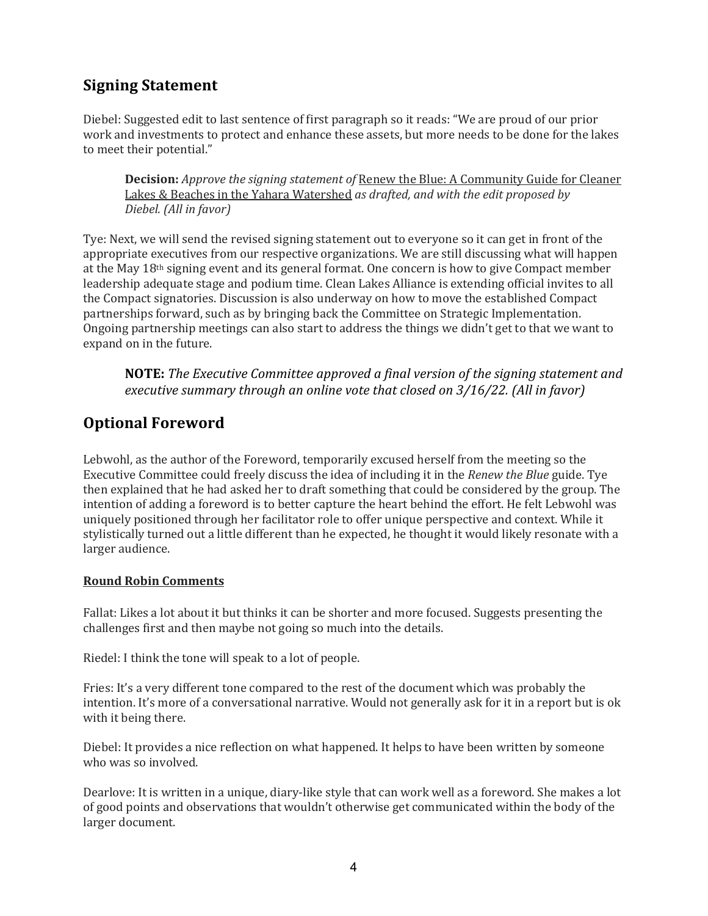## Signing Statement

Diebel: Suggested edit to last sentence of first paragraph so it reads: "We are proud of our prior work and investments to protect and enhance these assets, but more needs to be done for the lakes to meet their potential."

> **Decision:** *Approve the signing statement of* Renew the Blue: A Community Guide for Cleaner Lakes & Beaches in the Yahara Watershed *as drafted, and with the edit proposed by Diebel. (All in favor)*

Tye: Next, we will send the revised signing statement out to everyone so it can get in front of the appropriate executives from our respective organizations. We are still discussing what will happen at the May 18th signing event and its general format. One concern is how to give Compact member leadership adequate stage and podium time. Clean Lakes Alliance is extending official invites to all the Compact signatories. Discussion is also underway on how to move the established Compact partnerships forward, such as by bringing back the Committee on Strategic Implementation. Ongoing partnership meetings can also start to address the things we didn't get to that we want to expand on in the future.

> **NOTE:** *The Executive Committee approved a final version of the signing statement and executive summary through an online vote that closed on 3/16/22. (All in favor)*

## Optional Foreword

Lebwohl, as the author of the Foreword, temporarily excused herself from the meeting so the Executive Committee could freely discuss the idea of including it in the *Renew the Blue* guide. Tye then explained that he had asked her to draft something that could be considered by the group. The intention of adding a foreword is to better capture the heart behind the effort. He felt Lebwohl was uniquely positioned through her facilitator role to offer unique perspective and context. While it stylistically turned out a little different than he expected, he thought it would likely resonate with a larger audience.

**Round Robin Comments**

Fallat: Likes a lot about it but thinks it can be shorter and more focused. Suggests presenting the challenges first and then maybe not going so much into the details.

Riedel: I think the tone will speak to a lot of people.

Fries: It's a very different tone compared to the rest of the document which was probably the intention. It's more of a conversational narrative. Would not generally ask for it in a report but is ok with it being there.

Diebel: It provides a nice reflection on what happened. It helps to have been written by someone who was so involved.

Dearlove: It is written in a unique, diary-like style that can work well as a foreword. She makes a lot of good points and observations that wouldn't otherwise get communicated within the body of the larger document.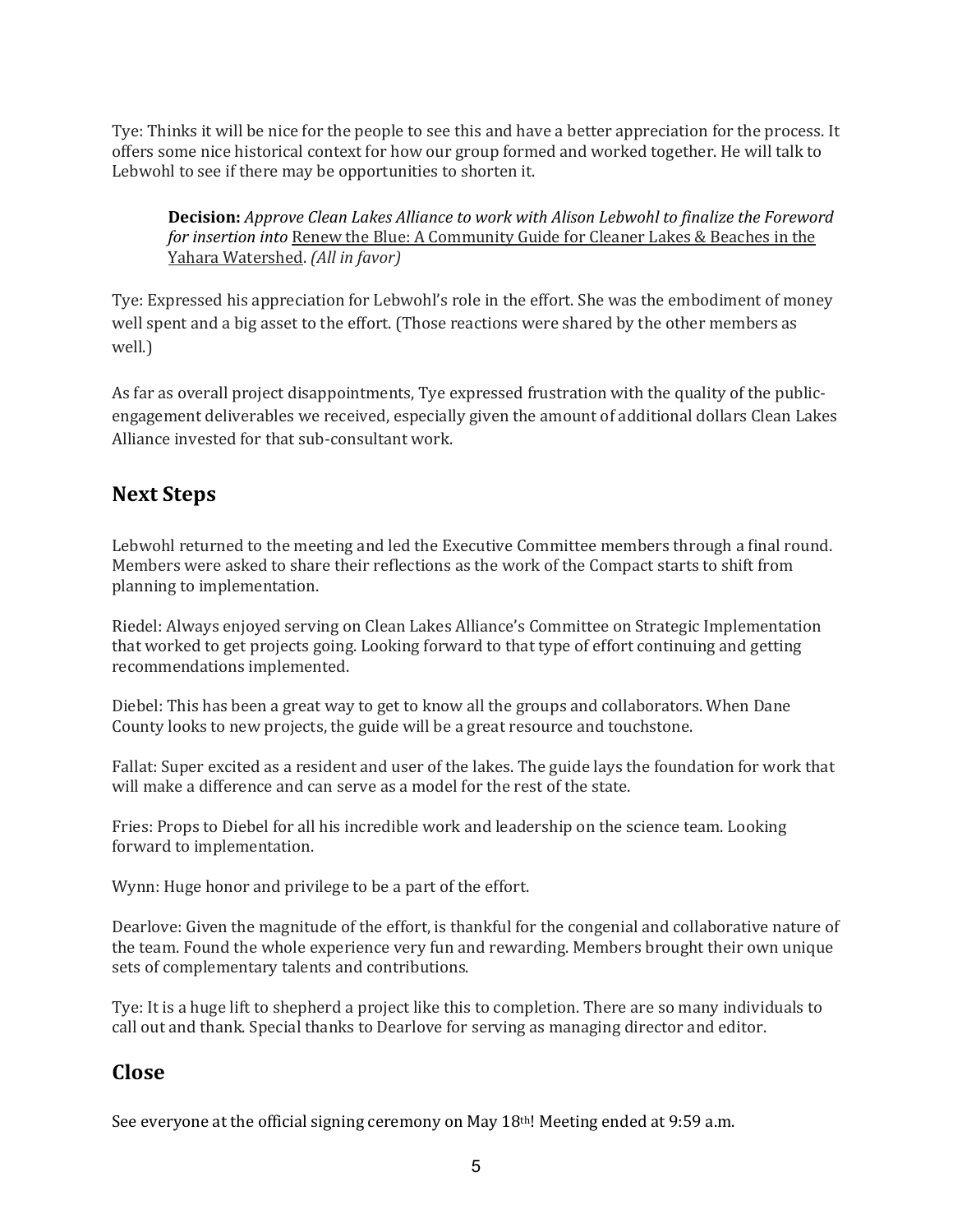Tye: Thinks it will be nice for the people to see this and have a better appreciation for the process. It offers some nice historical context for how our group formed and worked together. He will talk to Lebwohl to see if there may be opportunities to shorten it.

> **Decision:** *Approve Clean Lakes Alliance to work with Alison Lebwohl to finalize the Foreword for insertion into* <u>Renew the Blue: A Community Guide for Cleaner Lakes & Beaches in the Yahara Watershed</u>. *(All in favor)*

Tye: Expressed his appreciation for Lebwohl's role in the effort. She was the embodiment of money well spent and a big asset to the effort. (Those reactions were shared by the other members as well.)

As far as overall project disappointments, Tye expressed frustration with the quality of the public-engagement deliverables we received, especially given the amount of additional dollars Clean Lakes Alliance invested for that sub-consultant work.

## Next Steps

Lebwohl returned to the meeting and led the Executive Committee members through a final round. Members were asked to share their reflections as the work of the Compact starts to shift from planning to implementation.

Riedel: Always enjoyed serving on Clean Lakes Alliance's Committee on Strategic Implementation that worked to get projects going. Looking forward to that type of effort continuing and getting recommendations implemented.

Diebel: This has been a great way to get to know all the groups and collaborators. When Dane County looks to new projects, the guide will be a great resource and touchstone.

Fallat: Super excited as a resident and user of the lakes. The guide lays the foundation for work that will make a difference and can serve as a model for the rest of the state.

Fries: Props to Diebel for all his incredible work and leadership on the science team. Looking forward to implementation.

Wynn: Huge honor and privilege to be a part of the effort.

Dearlove: Given the magnitude of the effort, is thankful for the congenial and collaborative nature of the team. Found the whole experience very fun and rewarding. Members brought their own unique sets of complementary talents and contributions.

Tye: It is a huge lift to shepherd a project like this to completion. There are so many individuals to call out and thank. Special thanks to Dearlove for serving as managing director and editor.

## Close

See everyone at the official signing ceremony on May 18th! Meeting ended at 9:59 a.m.